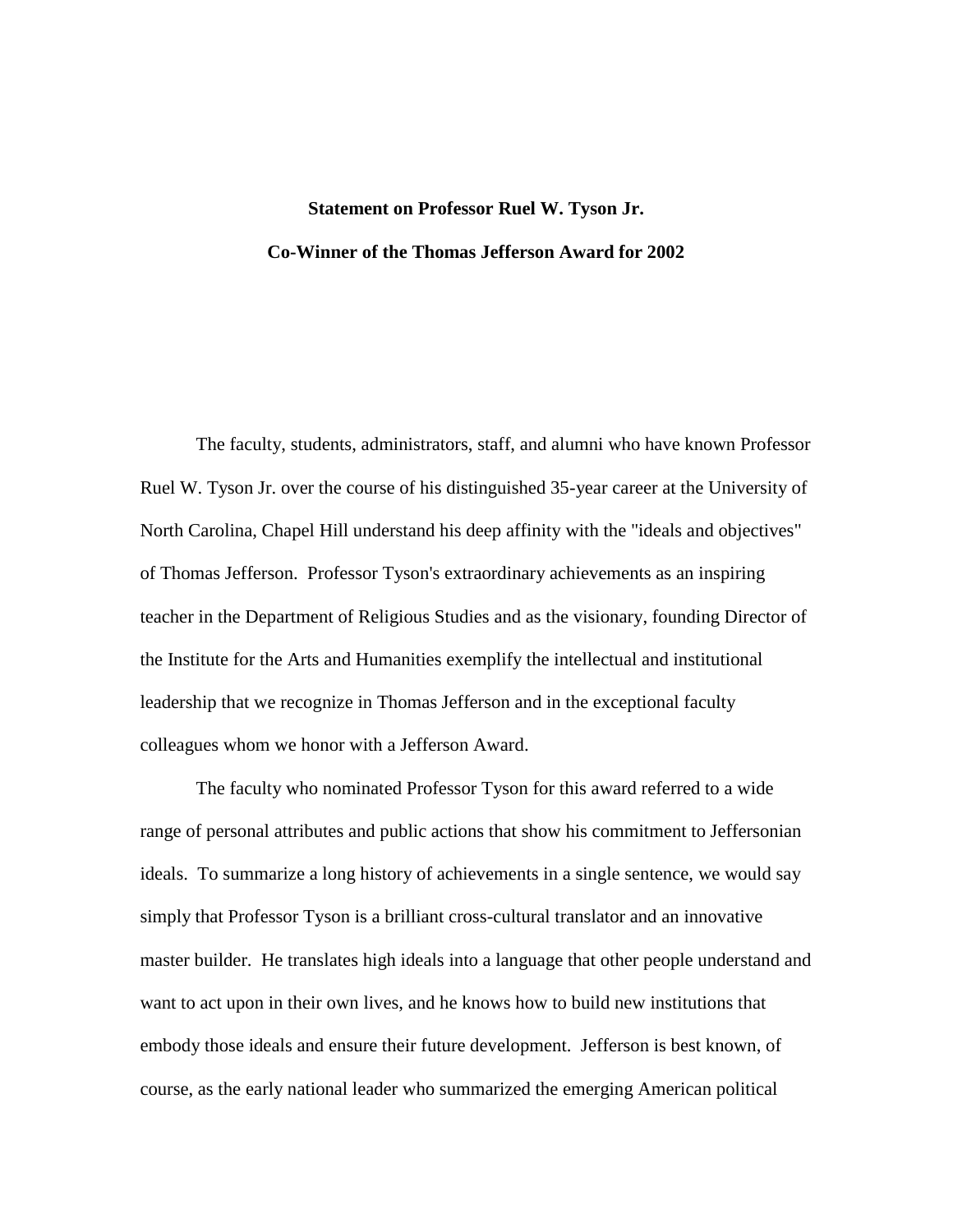**Statement on Professor Ruel W. Tyson Jr.**

**Co-Winner of the Thomas Jefferson Award for 2002**

The faculty, students, administrators, staff, and alumni who have known Professor Ruel W. Tyson Jr. over the course of his distinguished 35-year career at the University of North Carolina, Chapel Hill understand his deep affinity with the "ideals and objectives" of Thomas Jefferson. Professor Tyson's extraordinary achievements as an inspiring teacher in the Department of Religious Studies and as the visionary, founding Director of the Institute for the Arts and Humanities exemplify the intellectual and institutional leadership that we recognize in Thomas Jefferson and in the exceptional faculty colleagues whom we honor with a Jefferson Award.

The faculty who nominated Professor Tyson for this award referred to a wide range of personal attributes and public actions that show his commitment to Jeffersonian ideals. To summarize a long history of achievements in a single sentence, we would say simply that Professor Tyson is a brilliant cross-cultural translator and an innovative master builder. He translates high ideals into a language that other people understand and want to act upon in their own lives, and he knows how to build new institutions that embody those ideals and ensure their future development. Jefferson is best known, of course, as the early national leader who summarized the emerging American political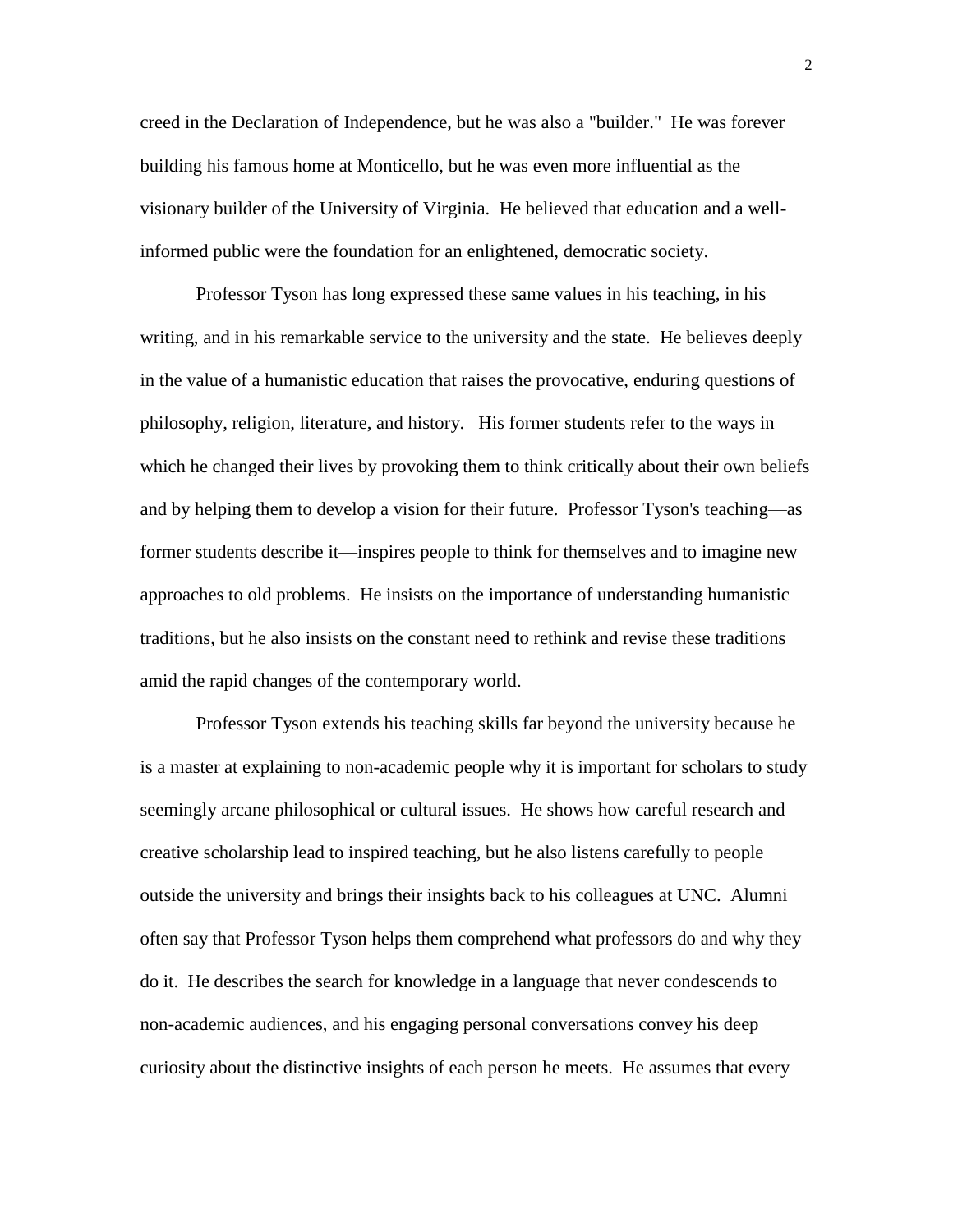creed in the Declaration of Independence, but he was also a "builder." He was forever building his famous home at Monticello, but he was even more influential as the visionary builder of the University of Virginia. He believed that education and a well-informed public were the foundation for an enlightened, democratic society.

Professor Tyson has long expressed these same values in his teaching, in his writing, and in his remarkable service to the university and the state. He believes deeply in the value of a humanistic education that raises the provocative, enduring questions of philosophy, religion, literature, and history. His former students refer to the ways in which he changed their lives by provoking them to think critically about their own beliefs and by helping them to develop a vision for their future. Professor Tyson's teaching—as former students describe it—inspires people to think for themselves and to imagine new approaches to old problems. He insists on the importance of understanding humanistic traditions, but he also insists on the constant need to rethink and revise these traditions amid the rapid changes of the contemporary world.

Professor Tyson extends his teaching skills far beyond the university because he is a master at explaining to non-academic people why it is important for scholars to study seemingly arcane philosophical or cultural issues. He shows how careful research and creative scholarship lead to inspired teaching, but he also listens carefully to people outside the university and brings their insights back to his colleagues at UNC. Alumni often say that Professor Tyson helps them comprehend what professors do and why they do it. He describes the search for knowledge in a language that never condescends to non-academic audiences, and his engaging personal conversations convey his deep curiosity about the distinctive insights of each person he meets. He assumes that every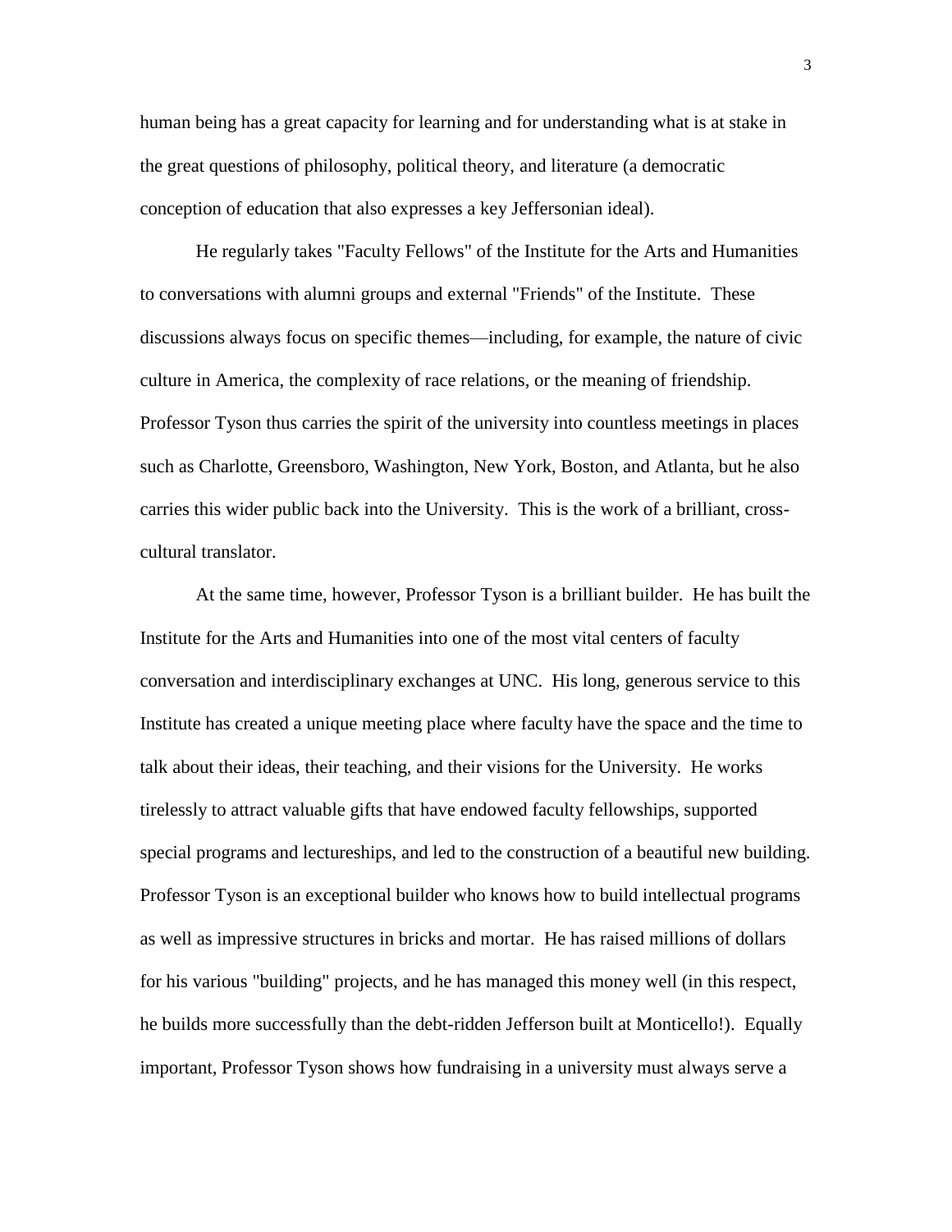human being has a great capacity for learning and for understanding what is at stake in the great questions of philosophy, political theory, and literature (a democratic conception of education that also expresses a key Jeffersonian ideal).

He regularly takes "Faculty Fellows" of the Institute for the Arts and Humanities to conversations with alumni groups and external "Friends" of the Institute. These discussions always focus on specific themes—including, for example, the nature of civic culture in America, the complexity of race relations, or the meaning of friendship. Professor Tyson thus carries the spirit of the university into countless meetings in places such as Charlotte, Greensboro, Washington, New York, Boston, and Atlanta, but he also carries this wider public back into the University. This is the work of a brilliant, cross-cultural translator.

At the same time, however, Professor Tyson is a brilliant builder. He has built the Institute for the Arts and Humanities into one of the most vital centers of faculty conversation and interdisciplinary exchanges at UNC. His long, generous service to this Institute has created a unique meeting place where faculty have the space and the time to talk about their ideas, their teaching, and their visions for the University. He works tirelessly to attract valuable gifts that have endowed faculty fellowships, supported special programs and lectureships, and led to the construction of a beautiful new building. Professor Tyson is an exceptional builder who knows how to build intellectual programs as well as impressive structures in bricks and mortar. He has raised millions of dollars for his various "building" projects, and he has managed this money well (in this respect, he builds more successfully than the debt-ridden Jefferson built at Monticello!). Equally important, Professor Tyson shows how fundraising in a university must always serve a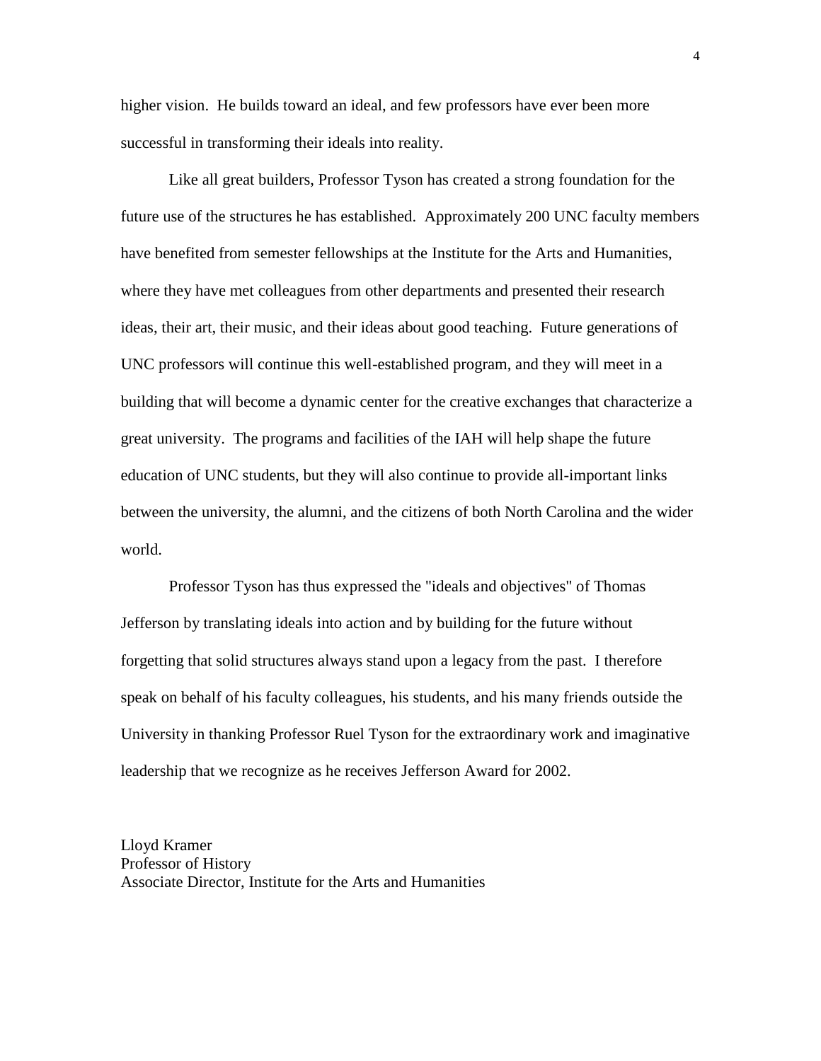higher vision. He builds toward an ideal, and few professors have ever been more successful in transforming their ideals into reality.

Like all great builders, Professor Tyson has created a strong foundation for the future use of the structures he has established. Approximately 200 UNC faculty members have benefited from semester fellowships at the Institute for the Arts and Humanities, where they have met colleagues from other departments and presented their research ideas, their art, their music, and their ideas about good teaching. Future generations of UNC professors will continue this well-established program, and they will meet in a building that will become a dynamic center for the creative exchanges that characterize a great university. The programs and facilities of the IAH will help shape the future education of UNC students, but they will also continue to provide all-important links between the university, the alumni, and the citizens of both North Carolina and the wider world.

Professor Tyson has thus expressed the "ideals and objectives" of Thomas Jefferson by translating ideals into action and by building for the future without forgetting that solid structures always stand upon a legacy from the past. I therefore speak on behalf of his faculty colleagues, his students, and his many friends outside the University in thanking Professor Ruel Tyson for the extraordinary work and imaginative leadership that we recognize as he receives Jefferson Award for 2002.

Lloyd Kramer
Professor of History
Associate Director, Institute for the Arts and Humanities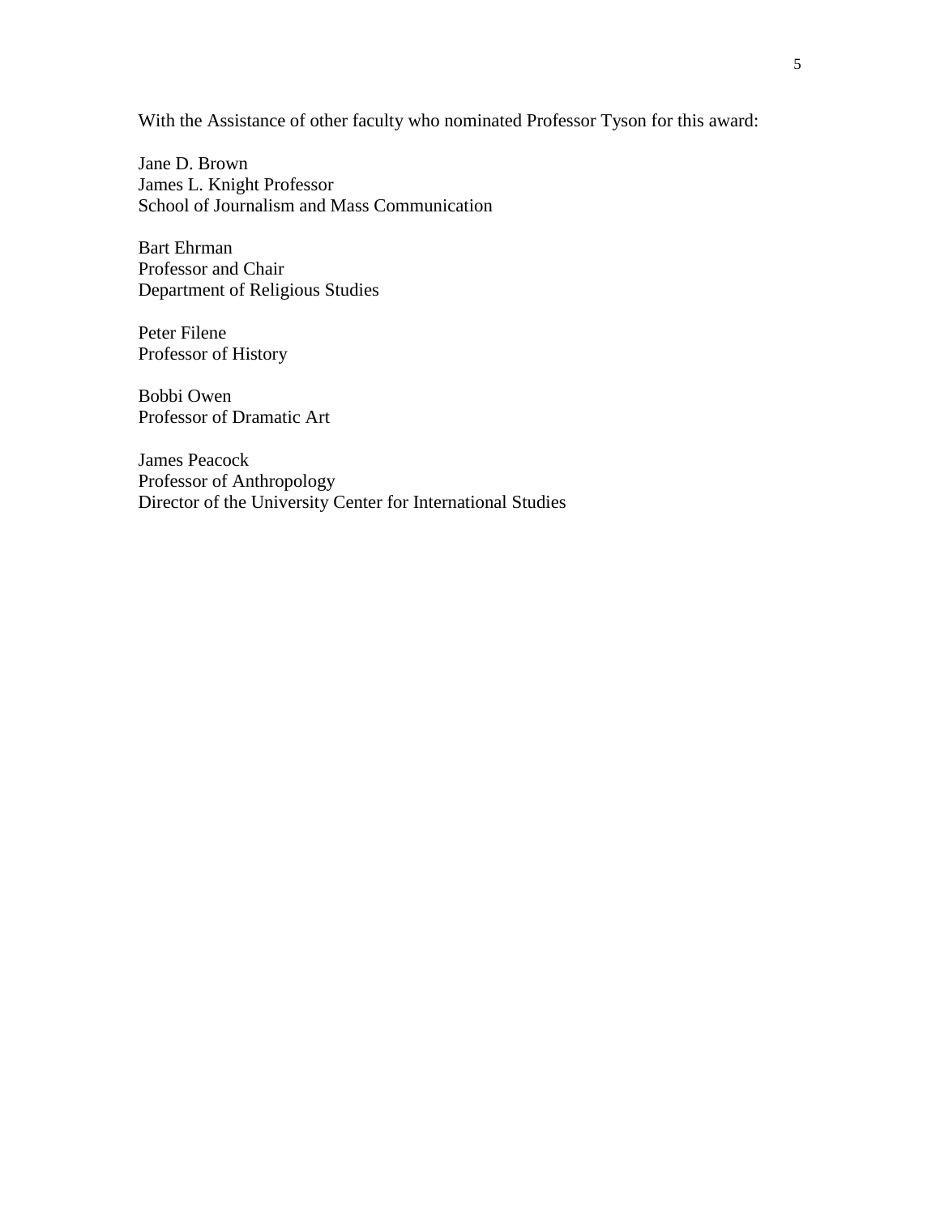With the Assistance of other faculty who nominated Professor Tyson for this award:

Jane D. Brown  
James L. Knight Professor  
School of Journalism and Mass Communication

Bart Ehrman  
Professor and Chair  
Department of Religious Studies

Peter Filene  
Professor of History

Bobbi Owen  
Professor of Dramatic Art

James Peacock  
Professor of Anthropology  
Director of the University Center for International Studies